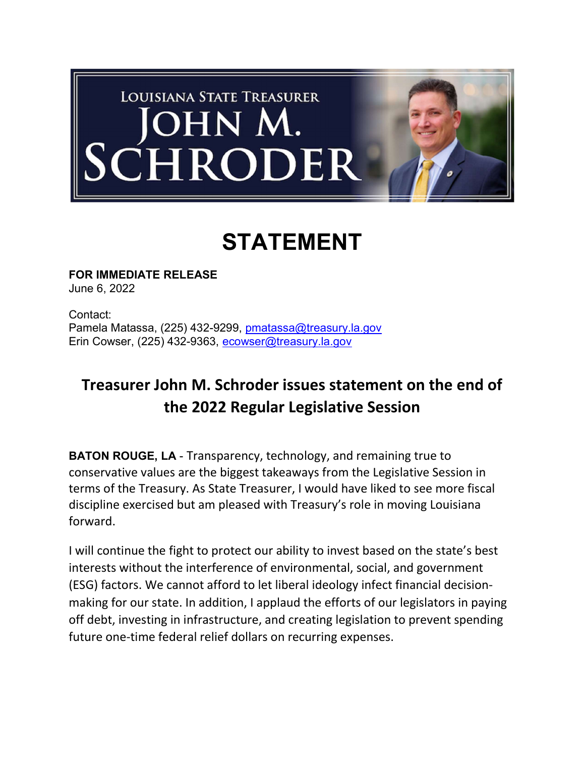LOUISIANA STATE TREASURER JOHN M. SCHRODER

# STATEMENT

**FOR IMMEDIATE RELEASE**
June 6, 2022

Contact:
Pamela Matassa, (225) 432-9299, pmatassa@treasury.la.gov
Erin Cowser, (225) 432-9363, ecowser@treasury.la.gov

## Treasurer John M. Schroder issues statement on the end of the 2022 Regular Legislative Session

**BATON ROUGE, LA** - Transparency, technology, and remaining true to conservative values are the biggest takeaways from the Legislative Session in terms of the Treasury. As State Treasurer, I would have liked to see more fiscal discipline exercised but am pleased with Treasury's role in moving Louisiana forward.

I will continue the fight to protect our ability to invest based on the state's best interests without the interference of environmental, social, and government (ESG) factors. We cannot afford to let liberal ideology infect financial decision-making for our state. In addition, I applaud the efforts of our legislators in paying off debt, investing in infrastructure, and creating legislation to prevent spending future one-time federal relief dollars on recurring expenses.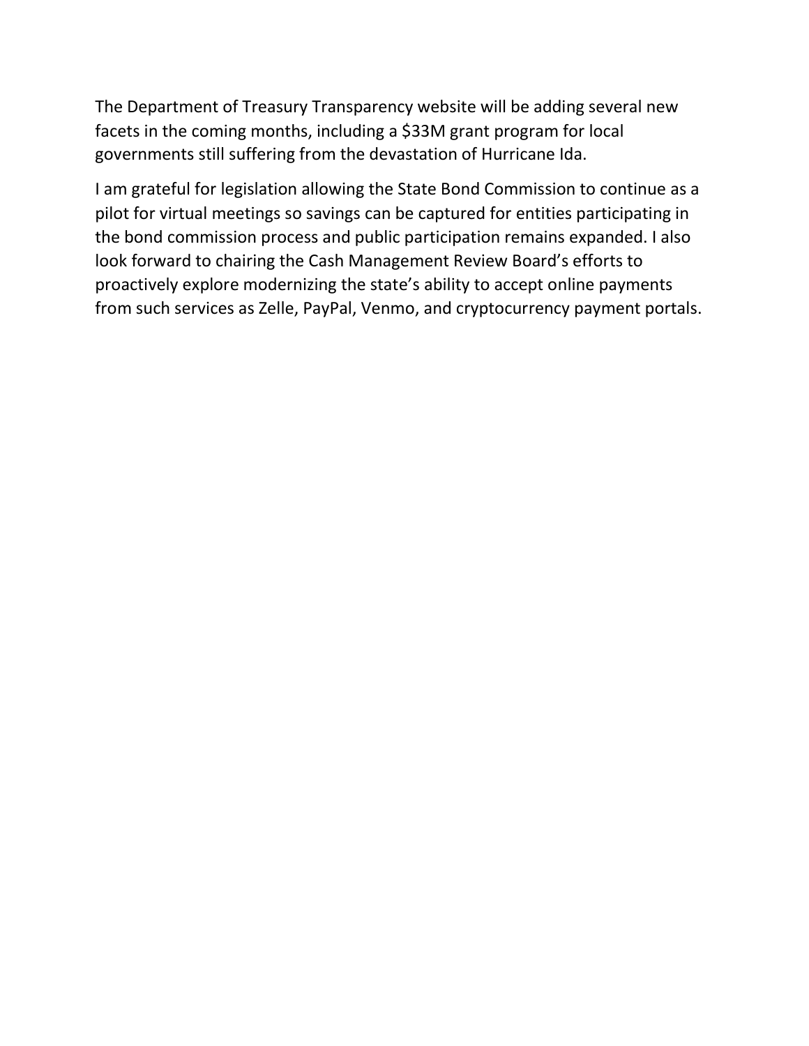The Department of Treasury Transparency website will be adding several new facets in the coming months, including a $33M grant program for local governments still suffering from the devastation of Hurricane Ida.

I am grateful for legislation allowing the State Bond Commission to continue as a pilot for virtual meetings so savings can be captured for entities participating in the bond commission process and public participation remains expanded. I also look forward to chairing the Cash Management Review Board's efforts to proactively explore modernizing the state's ability to accept online payments from such services as Zelle, PayPal, Venmo, and cryptocurrency payment portals.